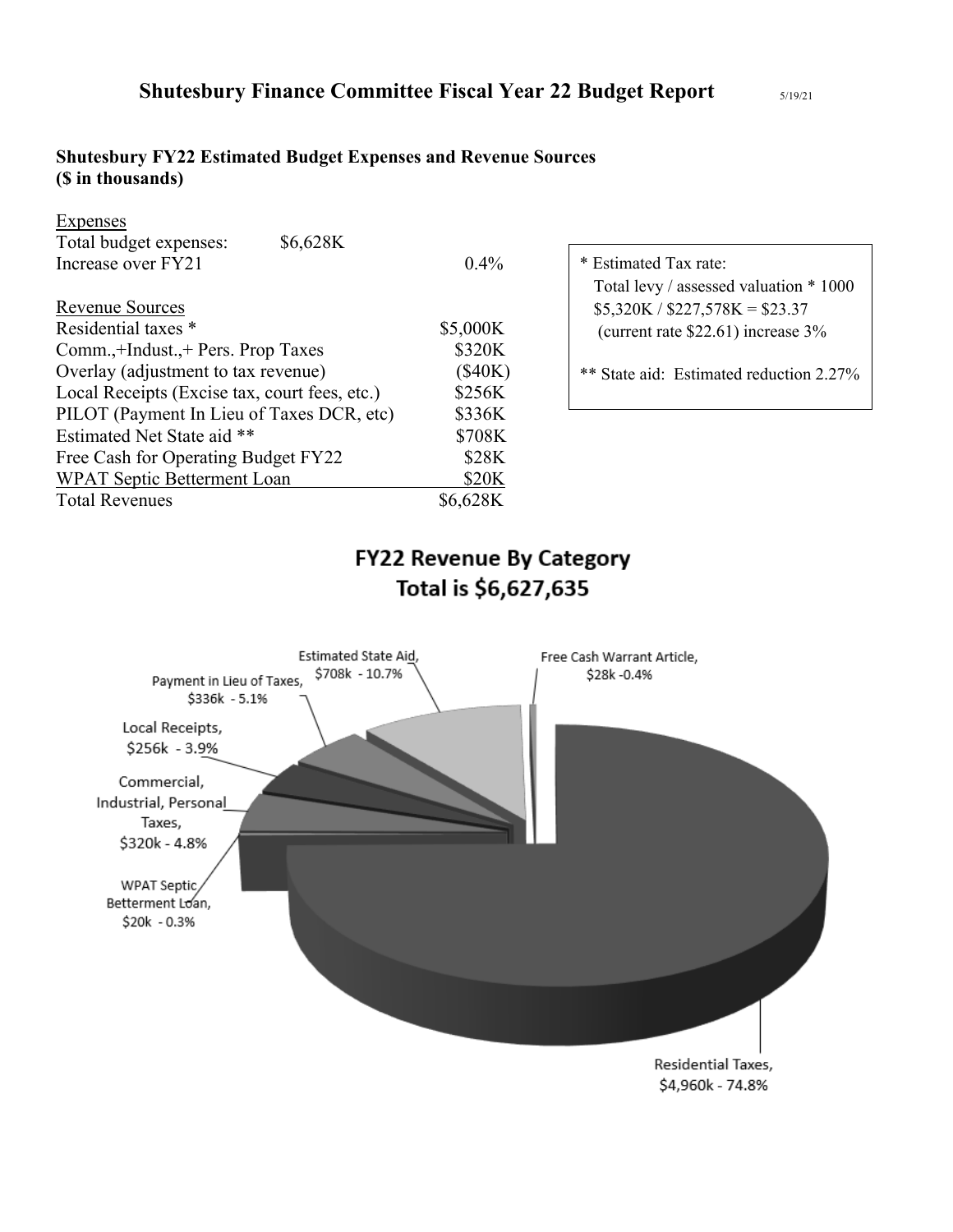# Shutesbury Finance Committee Fiscal Year 22 Budget Report

5/19/21

## Shutesbury FY22 Estimated Budget Expenses and Revenue Sources
**($ in thousands)**

Expenses

| | | |
|---|---|---|
| Total budget expenses: | $6,628K | |
| Increase over FY21 | | 0.4% |

Revenue Sources

| | |
|---|---|
| Residential taxes * | $5,000K |
| Comm.,+Indust.,+ Pers. Prop Taxes | $320K |
| Overlay (adjustment to tax revenue) | ($40K) |
| Local Receipts (Excise tax, court fees, etc.) | $256K |
| PILOT (Payment In Lieu of Taxes DCR, etc) | $336K |
| Estimated Net State aid ** | $708K |
| Free Cash for Operating Budget FY22 | $28K |
| WPAT Septic Betterment Loan | $20K |
| Total Revenues | $6,628K |

\* Estimated Tax rate:
Total levy / assessed valuation * 1000
$5,320K / $227,578K = $23.37
(current rate $22.61) increase 3%

** State aid: Estimated reduction 2.27%

**FY22 Revenue By Category**
**Total is $6,627,635**

- Residential Taxes, $4,960k - 74.8%
- Estimated State Aid, $708k - 10.7%
- Payment in Lieu of Taxes, $336k - 5.1%
- Commercial, Industrial, Personal Taxes, $320k - 4.8%
- Local Receipts, $256k - 3.9%
- Free Cash Warrant Article, $28k -0.4%
- WPAT Septic Betterment Loan, $20k - 0.3%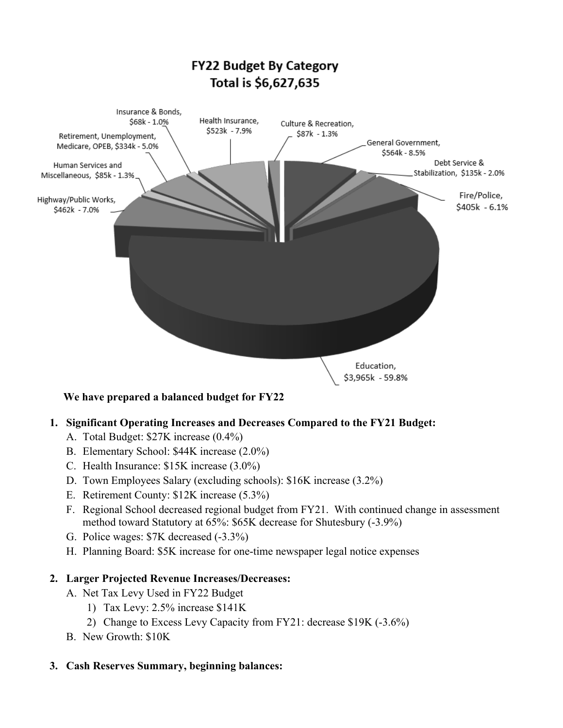FY22 Budget By Category
Total is $6,627,635

- Education, $3,965k - 59.8%
- General Government, $564k - 8.5%
- Health Insurance, $523k - 7.9%
- Highway/Public Works, $462k - 7.0%
- Fire/Police, $405k - 6.1%
- Retirement, Unemployment, Medicare, OPEB, $334k - 5.0%
- Debt Service & Stabilization, $135k - 2.0%
- Culture & Recreation, $87k - 1.3%
- Human Services and Miscellaneous, $85k - 1.3%
- Insurance & Bonds, $68k - 1.0%

**We have prepared a balanced budget for FY22**

1. **Significant Operating Increases and Decreases Compared to the FY21 Budget:**
   A. Total Budget: $27K increase (0.4%)
   B. Elementary School: $44K increase (2.0%)
   C. Health Insurance: $15K increase (3.0%)
   D. Town Employees Salary (excluding schools): $16K increase (3.2%)
   E. Retirement County: $12K increase (5.3%)
   F. Regional School decreased regional budget from FY21. With continued change in assessment method toward Statutory at 65%: $65K decrease for Shutesbury (-3.9%)
   G. Police wages: $7K decreased (-3.3%)
   H. Planning Board: $5K increase for one-time newspaper legal notice expenses

2. **Larger Projected Revenue Increases/Decreases:**
   A. Net Tax Levy Used in FY22 Budget
      1) Tax Levy: 2.5% increase $141K
      2) Change to Excess Levy Capacity from FY21: decrease $19K (-3.6%)
   B. New Growth: $10K

3. **Cash Reserves Summary, beginning balances:**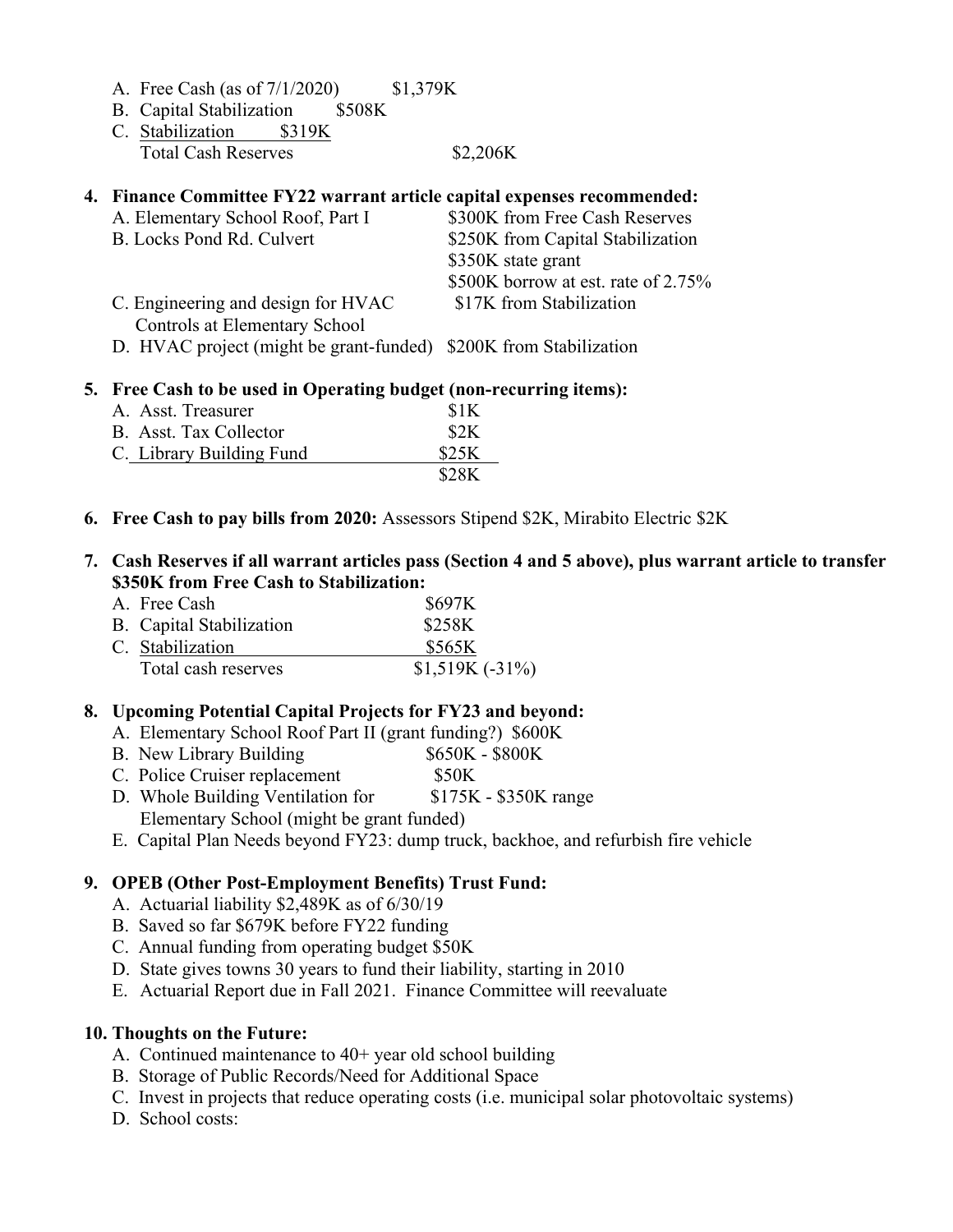A. Free Cash (as of 7/1/2020) $1,379K
B. Capital Stabilization $508K
C. Stabilization $319K
Total Cash Reserves $2,206K

**4. Finance Committee FY22 warrant article capital expenses recommended:**

A. Elementary School Roof, Part I — $300K from Free Cash Reserves
B. Locks Pond Rd. Culvert — $250K from Capital Stabilization; $350K state grant; $500K borrow at est. rate of 2.75%
C. Engineering and design for HVAC Controls at Elementary School — $17K from Stabilization
D. HVAC project (might be grant-funded) — $200K from Stabilization

**5. Free Cash to be used in Operating budget (non-recurring items):**

A. Asst. Treasurer $1K
B. Asst. Tax Collector $2K
C. Library Building Fund $25K
$28K

**6. Free Cash to pay bills from 2020:** Assessors Stipend $2K, Mirabito Electric $2K

**7. Cash Reserves if all warrant articles pass (Section 4 and 5 above), plus warrant article to transfer $350K from Free Cash to Stabilization:**

A. Free Cash $697K
B. Capital Stabilization $258K
C. Stabilization $565K
Total cash reserves $1,519K (-31%)

**8. Upcoming Potential Capital Projects for FY23 and beyond:**

A. Elementary School Roof Part II (grant funding?) $600K
B. New Library Building $650K - $800K
C. Police Cruiser replacement $50K
D. Whole Building Ventilation for Elementary School (might be grant funded) $175K - $350K range
E. Capital Plan Needs beyond FY23: dump truck, backhoe, and refurbish fire vehicle

**9. OPEB (Other Post-Employment Benefits) Trust Fund:**

A. Actuarial liability $2,489K as of 6/30/19
B. Saved so far $679K before FY22 funding
C. Annual funding from operating budget $50K
D. State gives towns 30 years to fund their liability, starting in 2010
E. Actuarial Report due in Fall 2021. Finance Committee will reevaluate

**10. Thoughts on the Future:**

A. Continued maintenance to 40+ year old school building
B. Storage of Public Records/Need for Additional Space
C. Invest in projects that reduce operating costs (i.e. municipal solar photovoltaic systems)
D. School costs: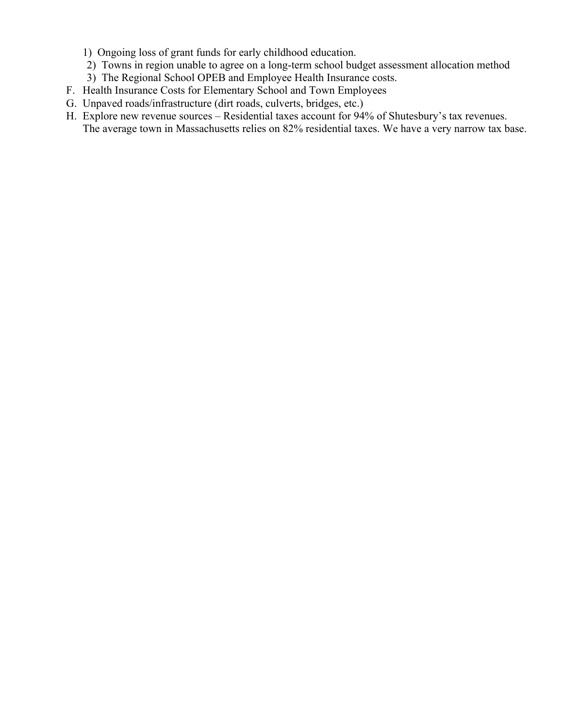1) Ongoing loss of grant funds for early childhood education.
2) Towns in region unable to agree on a long-term school budget assessment allocation method
3) The Regional School OPEB and Employee Health Insurance costs.

F. Health Insurance Costs for Elementary School and Town Employees

G. Unpaved roads/infrastructure (dirt roads, culverts, bridges, etc.)

H. Explore new revenue sources – Residential taxes account for 94% of Shutesbury's tax revenues. The average town in Massachusetts relies on 82% residential taxes. We have a very narrow tax base.